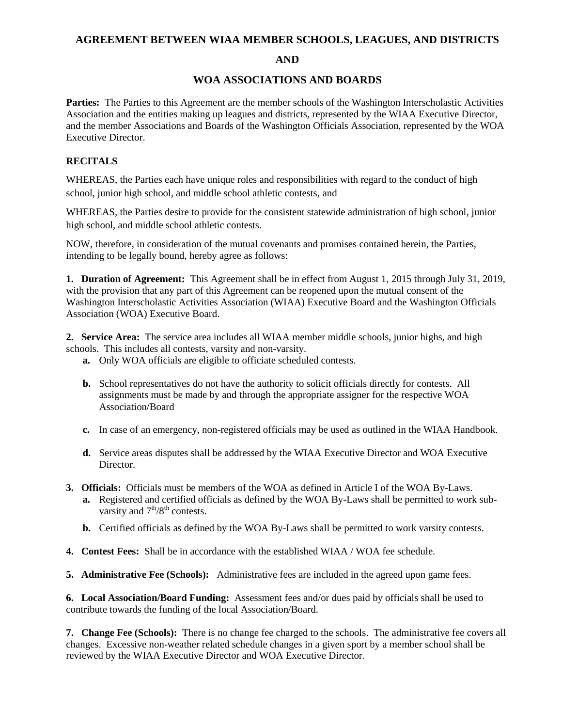# AGREEMENT BETWEEN WIAA MEMBER SCHOOLS, LEAGUES, AND DISTRICTS

# AND

# WOA ASSOCIATIONS AND BOARDS

**Parties:** The Parties to this Agreement are the member schools of the Washington Interscholastic Activities Association and the entities making up leagues and districts, represented by the WIAA Executive Director, and the member Associations and Boards of the Washington Officials Association, represented by the WOA Executive Director.

## RECITALS

WHEREAS, the Parties each have unique roles and responsibilities with regard to the conduct of high school, junior high school, and middle school athletic contests, and

WHEREAS, the Parties desire to provide for the consistent statewide administration of high school, junior high school, and middle school athletic contests.

NOW, therefore, in consideration of the mutual covenants and promises contained herein, the Parties, intending to be legally bound, hereby agree as follows:

**1. Duration of Agreement:** This Agreement shall be in effect from August 1, 2015 through July 31, 2019, with the provision that any part of this Agreement can be reopened upon the mutual consent of the Washington Interscholastic Activities Association (WIAA) Executive Board and the Washington Officials Association (WOA) Executive Board.

**2. Service Area:** The service area includes all WIAA member middle schools, junior highs, and high schools. This includes all contests, varsity and non-varsity.

- **a.** Only WOA officials are eligible to officiate scheduled contests.
- **b.** School representatives do not have the authority to solicit officials directly for contests. All assignments must be made by and through the appropriate assigner for the respective WOA Association/Board
- **c.** In case of an emergency, non-registered officials may be used as outlined in the WIAA Handbook.
- **d.** Service areas disputes shall be addressed by the WIAA Executive Director and WOA Executive Director.

**3. Officials:** Officials must be members of the WOA as defined in Article I of the WOA By-Laws.

- **a.** Registered and certified officials as defined by the WOA By-Laws shall be permitted to work sub-varsity and 7th/8th contests.
- **b.** Certified officials as defined by the WOA By-Laws shall be permitted to work varsity contests.

**4. Contest Fees:** Shall be in accordance with the established WIAA / WOA fee schedule.

**5. Administrative Fee (Schools):** Administrative fees are included in the agreed upon game fees.

**6. Local Association/Board Funding:** Assessment fees and/or dues paid by officials shall be used to contribute towards the funding of the local Association/Board.

**7. Change Fee (Schools):** There is no change fee charged to the schools. The administrative fee covers all changes. Excessive non-weather related schedule changes in a given sport by a member school shall be reviewed by the WIAA Executive Director and WOA Executive Director.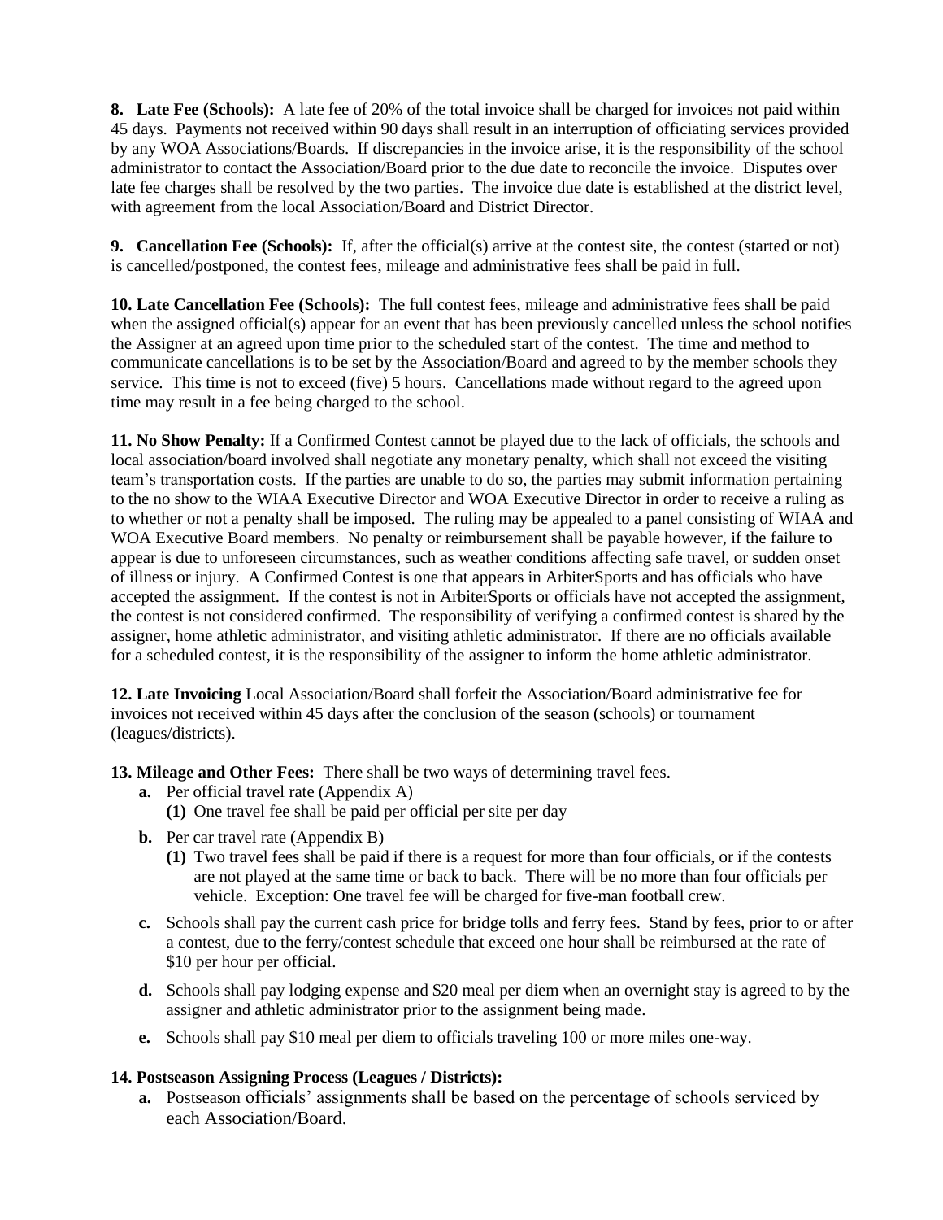**8. Late Fee (Schools):** A late fee of 20% of the total invoice shall be charged for invoices not paid within 45 days. Payments not received within 90 days shall result in an interruption of officiating services provided by any WOA Associations/Boards. If discrepancies in the invoice arise, it is the responsibility of the school administrator to contact the Association/Board prior to the due date to reconcile the invoice. Disputes over late fee charges shall be resolved by the two parties. The invoice due date is established at the district level, with agreement from the local Association/Board and District Director.

**9. Cancellation Fee (Schools):** If, after the official(s) arrive at the contest site, the contest (started or not) is cancelled/postponed, the contest fees, mileage and administrative fees shall be paid in full.

**10. Late Cancellation Fee (Schools):** The full contest fees, mileage and administrative fees shall be paid when the assigned official(s) appear for an event that has been previously cancelled unless the school notifies the Assigner at an agreed upon time prior to the scheduled start of the contest. The time and method to communicate cancellations is to be set by the Association/Board and agreed to by the member schools they service. This time is not to exceed (five) 5 hours. Cancellations made without regard to the agreed upon time may result in a fee being charged to the school.

**11. No Show Penalty:** If a Confirmed Contest cannot be played due to the lack of officials, the schools and local association/board involved shall negotiate any monetary penalty, which shall not exceed the visiting team's transportation costs. If the parties are unable to do so, the parties may submit information pertaining to the no show to the WIAA Executive Director and WOA Executive Director in order to receive a ruling as to whether or not a penalty shall be imposed. The ruling may be appealed to a panel consisting of WIAA and WOA Executive Board members. No penalty or reimbursement shall be payable however, if the failure to appear is due to unforeseen circumstances, such as weather conditions affecting safe travel, or sudden onset of illness or injury. A Confirmed Contest is one that appears in ArbiterSports and has officials who have accepted the assignment. If the contest is not in ArbiterSports or officials have not accepted the assignment, the contest is not considered confirmed. The responsibility of verifying a confirmed contest is shared by the assigner, home athletic administrator, and visiting athletic administrator. If there are no officials available for a scheduled contest, it is the responsibility of the assigner to inform the home athletic administrator.

**12. Late Invoicing** Local Association/Board shall forfeit the Association/Board administrative fee for invoices not received within 45 days after the conclusion of the season (schools) or tournament (leagues/districts).

**13. Mileage and Other Fees:** There shall be two ways of determining travel fees.

- **a.** Per official travel rate (Appendix A)
  - **(1)** One travel fee shall be paid per official per site per day
- **b.** Per car travel rate (Appendix B)
  - **(1)** Two travel fees shall be paid if there is a request for more than four officials, or if the contests are not played at the same time or back to back. There will be no more than four officials per vehicle. Exception: One travel fee will be charged for five-man football crew.
- **c.** Schools shall pay the current cash price for bridge tolls and ferry fees. Stand by fees, prior to or after a contest, due to the ferry/contest schedule that exceed one hour shall be reimbursed at the rate of $10 per hour per official.
- **d.** Schools shall pay lodging expense and $20 meal per diem when an overnight stay is agreed to by the assigner and athletic administrator prior to the assignment being made.
- **e.** Schools shall pay $10 meal per diem to officials traveling 100 or more miles one-way.

**14. Postseason Assigning Process (Leagues / Districts):**

- **a.** Postseason officials' assignments shall be based on the percentage of schools serviced by each Association/Board.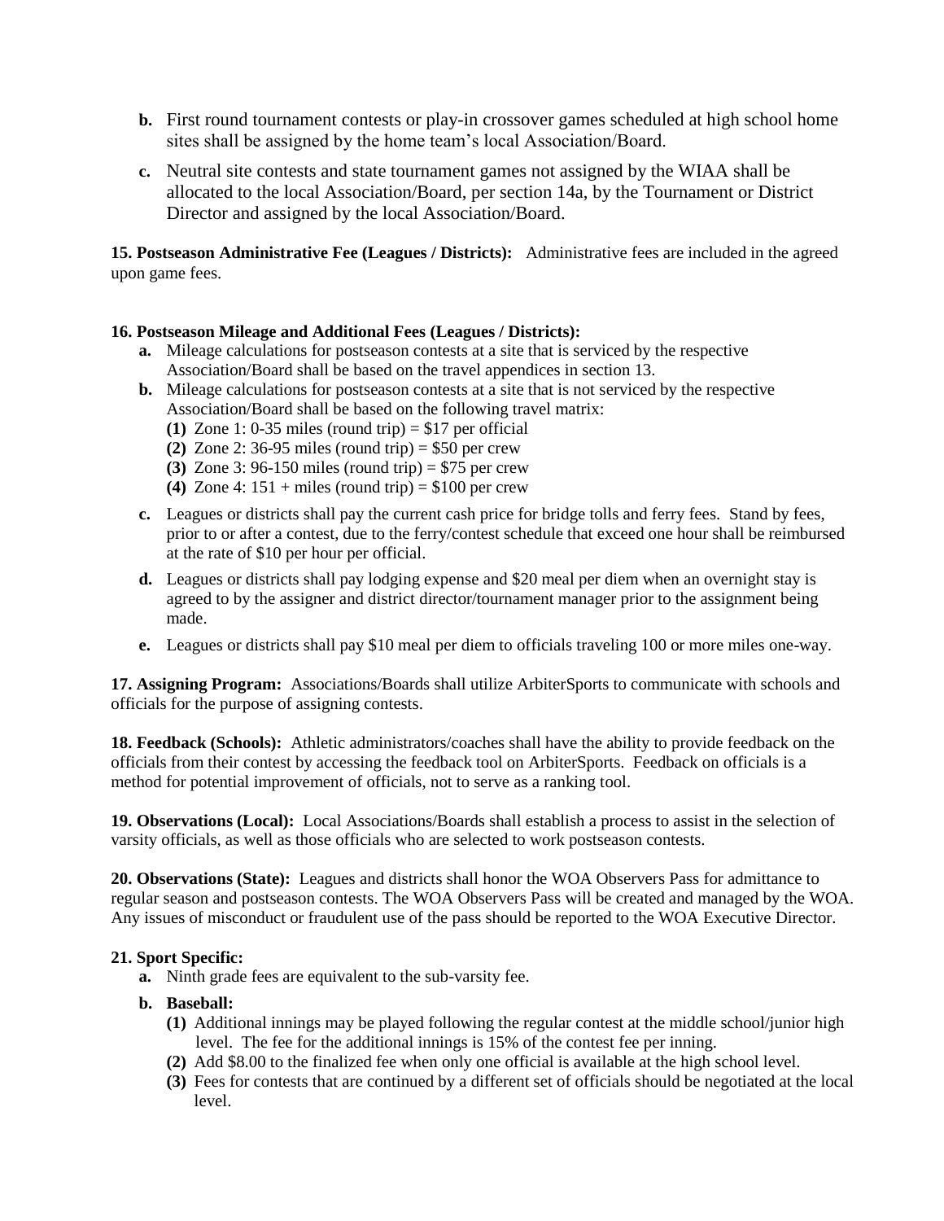- **b.** First round tournament contests or play-in crossover games scheduled at high school home sites shall be assigned by the home team's local Association/Board.
- **c.** Neutral site contests and state tournament games not assigned by the WIAA shall be allocated to the local Association/Board, per section 14a, by the Tournament or District Director and assigned by the local Association/Board.

**15. Postseason Administrative Fee (Leagues / Districts):** Administrative fees are included in the agreed upon game fees.

**16. Postseason Mileage and Additional Fees (Leagues / Districts):**

- **a.** Mileage calculations for postseason contests at a site that is serviced by the respective Association/Board shall be based on the travel appendices in section 13.
- **b.** Mileage calculations for postseason contests at a site that is not serviced by the respective Association/Board shall be based on the following travel matrix:
  - **(1)** Zone 1: 0-35 miles (round trip) = $17 per official
  - **(2)** Zone 2: 36-95 miles (round trip) = $50 per crew
  - **(3)** Zone 3: 96-150 miles (round trip) = $75 per crew
  - **(4)** Zone 4: 151 + miles (round trip) = $100 per crew
- **c.** Leagues or districts shall pay the current cash price for bridge tolls and ferry fees. Stand by fees, prior to or after a contest, due to the ferry/contest schedule that exceed one hour shall be reimbursed at the rate of $10 per hour per official.
- **d.** Leagues or districts shall pay lodging expense and $20 meal per diem when an overnight stay is agreed to by the assigner and district director/tournament manager prior to the assignment being made.
- **e.** Leagues or districts shall pay $10 meal per diem to officials traveling 100 or more miles one-way.

**17. Assigning Program:** Associations/Boards shall utilize ArbiterSports to communicate with schools and officials for the purpose of assigning contests.

**18. Feedback (Schools):** Athletic administrators/coaches shall have the ability to provide feedback on the officials from their contest by accessing the feedback tool on ArbiterSports. Feedback on officials is a method for potential improvement of officials, not to serve as a ranking tool.

**19. Observations (Local):** Local Associations/Boards shall establish a process to assist in the selection of varsity officials, as well as those officials who are selected to work postseason contests.

**20. Observations (State):** Leagues and districts shall honor the WOA Observers Pass for admittance to regular season and postseason contests. The WOA Observers Pass will be created and managed by the WOA. Any issues of misconduct or fraudulent use of the pass should be reported to the WOA Executive Director.

**21. Sport Specific:**

- **a.** Ninth grade fees are equivalent to the sub-varsity fee.
- **b. Baseball:**
  - **(1)** Additional innings may be played following the regular contest at the middle school/junior high level. The fee for the additional innings is 15% of the contest fee per inning.
  - **(2)** Add $8.00 to the finalized fee when only one official is available at the high school level.
  - **(3)** Fees for contests that are continued by a different set of officials should be negotiated at the local level.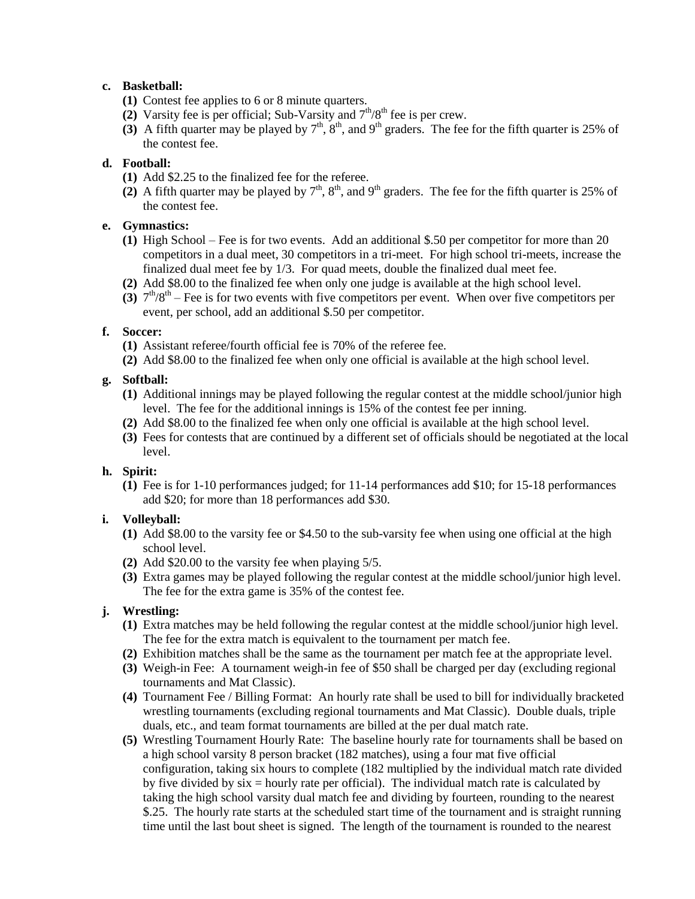- **c. Basketball:**
  - **(1)** Contest fee applies to 6 or 8 minute quarters.
  - **(2)** Varsity fee is per official; Sub-Varsity and 7th/8th fee is per crew.
  - **(3)** A fifth quarter may be played by 7th, 8th, and 9th graders. The fee for the fifth quarter is 25% of the contest fee.
- **d. Football:**
  - **(1)** Add $2.25 to the finalized fee for the referee.
  - **(2)** A fifth quarter may be played by 7th, 8th, and 9th graders. The fee for the fifth quarter is 25% of the contest fee.
- **e. Gymnastics:**
  - **(1)** High School – Fee is for two events. Add an additional $.50 per competitor for more than 20 competitors in a dual meet, 30 competitors in a tri-meet. For high school tri-meets, increase the finalized dual meet fee by 1/3. For quad meets, double the finalized dual meet fee.
  - **(2)** Add $8.00 to the finalized fee when only one judge is available at the high school level.
  - **(3)** 7th/8th – Fee is for two events with five competitors per event. When over five competitors per event, per school, add an additional $.50 per competitor.
- **f. Soccer:**
  - **(1)** Assistant referee/fourth official fee is 70% of the referee fee.
  - **(2)** Add $8.00 to the finalized fee when only one official is available at the high school level.
- **g. Softball:**
  - **(1)** Additional innings may be played following the regular contest at the middle school/junior high level. The fee for the additional innings is 15% of the contest fee per inning.
  - **(2)** Add $8.00 to the finalized fee when only one official is available at the high school level.
  - **(3)** Fees for contests that are continued by a different set of officials should be negotiated at the local level.
- **h. Spirit:**
  - **(1)** Fee is for 1-10 performances judged; for 11-14 performances add $10; for 15-18 performances add $20; for more than 18 performances add $30.
- **i. Volleyball:**
  - **(1)** Add $8.00 to the varsity fee or $4.50 to the sub-varsity fee when using one official at the high school level.
  - **(2)** Add $20.00 to the varsity fee when playing 5/5.
  - **(3)** Extra games may be played following the regular contest at the middle school/junior high level. The fee for the extra game is 35% of the contest fee.
- **j. Wrestling:**
  - **(1)** Extra matches may be held following the regular contest at the middle school/junior high level. The fee for the extra match is equivalent to the tournament per match fee.
  - **(2)** Exhibition matches shall be the same as the tournament per match fee at the appropriate level.
  - **(3)** Weigh-in Fee: A tournament weigh-in fee of $50 shall be charged per day (excluding regional tournaments and Mat Classic).
  - **(4)** Tournament Fee / Billing Format: An hourly rate shall be used to bill for individually bracketed wrestling tournaments (excluding regional tournaments and Mat Classic). Double duals, triple duals, etc., and team format tournaments are billed at the per dual match rate.
  - **(5)** Wrestling Tournament Hourly Rate: The baseline hourly rate for tournaments shall be based on a high school varsity 8 person bracket (182 matches), using a four mat five official configuration, taking six hours to complete (182 multiplied by the individual match rate divided by five divided by six = hourly rate per official). The individual match rate is calculated by taking the high school varsity dual match fee and dividing by fourteen, rounding to the nearest $.25. The hourly rate starts at the scheduled start time of the tournament and is straight running time until the last bout sheet is signed. The length of the tournament is rounded to the nearest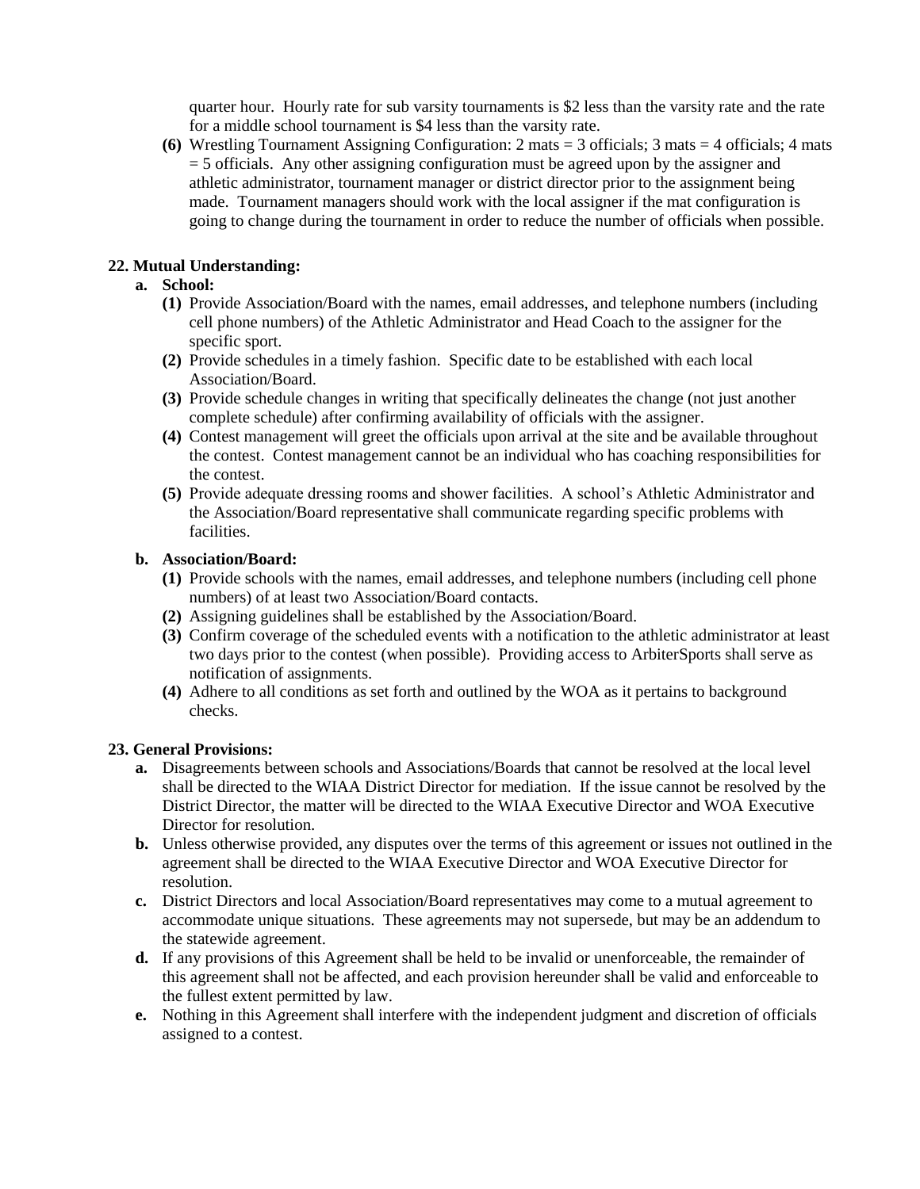quarter hour. Hourly rate for sub varsity tournaments is $2 less than the varsity rate and the rate for a middle school tournament is $4 less than the varsity rate.

**(6)** Wrestling Tournament Assigning Configuration: 2 mats = 3 officials; 3 mats = 4 officials; 4 mats = 5 officials. Any other assigning configuration must be agreed upon by the assigner and athletic administrator, tournament manager or district director prior to the assignment being made. Tournament managers should work with the local assigner if the mat configuration is going to change during the tournament in order to reduce the number of officials when possible.

**22. Mutual Understanding:**

**a. School:**

**(1)** Provide Association/Board with the names, email addresses, and telephone numbers (including cell phone numbers) of the Athletic Administrator and Head Coach to the assigner for the specific sport.

**(2)** Provide schedules in a timely fashion. Specific date to be established with each local Association/Board.

**(3)** Provide schedule changes in writing that specifically delineates the change (not just another complete schedule) after confirming availability of officials with the assigner.

**(4)** Contest management will greet the officials upon arrival at the site and be available throughout the contest. Contest management cannot be an individual who has coaching responsibilities for the contest.

**(5)** Provide adequate dressing rooms and shower facilities. A school's Athletic Administrator and the Association/Board representative shall communicate regarding specific problems with facilities.

**b. Association/Board:**

**(1)** Provide schools with the names, email addresses, and telephone numbers (including cell phone numbers) of at least two Association/Board contacts.

**(2)** Assigning guidelines shall be established by the Association/Board.

**(3)** Confirm coverage of the scheduled events with a notification to the athletic administrator at least two days prior to the contest (when possible). Providing access to ArbiterSports shall serve as notification of assignments.

**(4)** Adhere to all conditions as set forth and outlined by the WOA as it pertains to background checks.

**23. General Provisions:**

**a.** Disagreements between schools and Associations/Boards that cannot be resolved at the local level shall be directed to the WIAA District Director for mediation. If the issue cannot be resolved by the District Director, the matter will be directed to the WIAA Executive Director and WOA Executive Director for resolution.

**b.** Unless otherwise provided, any disputes over the terms of this agreement or issues not outlined in the agreement shall be directed to the WIAA Executive Director and WOA Executive Director for resolution.

**c.** District Directors and local Association/Board representatives may come to a mutual agreement to accommodate unique situations. These agreements may not supersede, but may be an addendum to the statewide agreement.

**d.** If any provisions of this Agreement shall be held to be invalid or unenforceable, the remainder of this agreement shall not be affected, and each provision hereunder shall be valid and enforceable to the fullest extent permitted by law.

**e.** Nothing in this Agreement shall interfere with the independent judgment and discretion of officials assigned to a contest.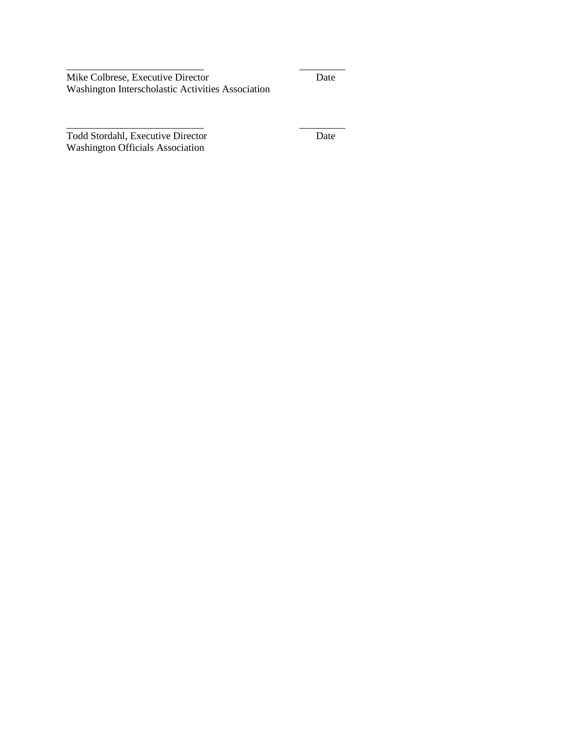___________________________ _________

Mike Colbrese, Executive Director Date

Washington Interscholastic Activities Association

___________________________ _________

Todd Stordahl, Executive Director Date

Washington Officials Association